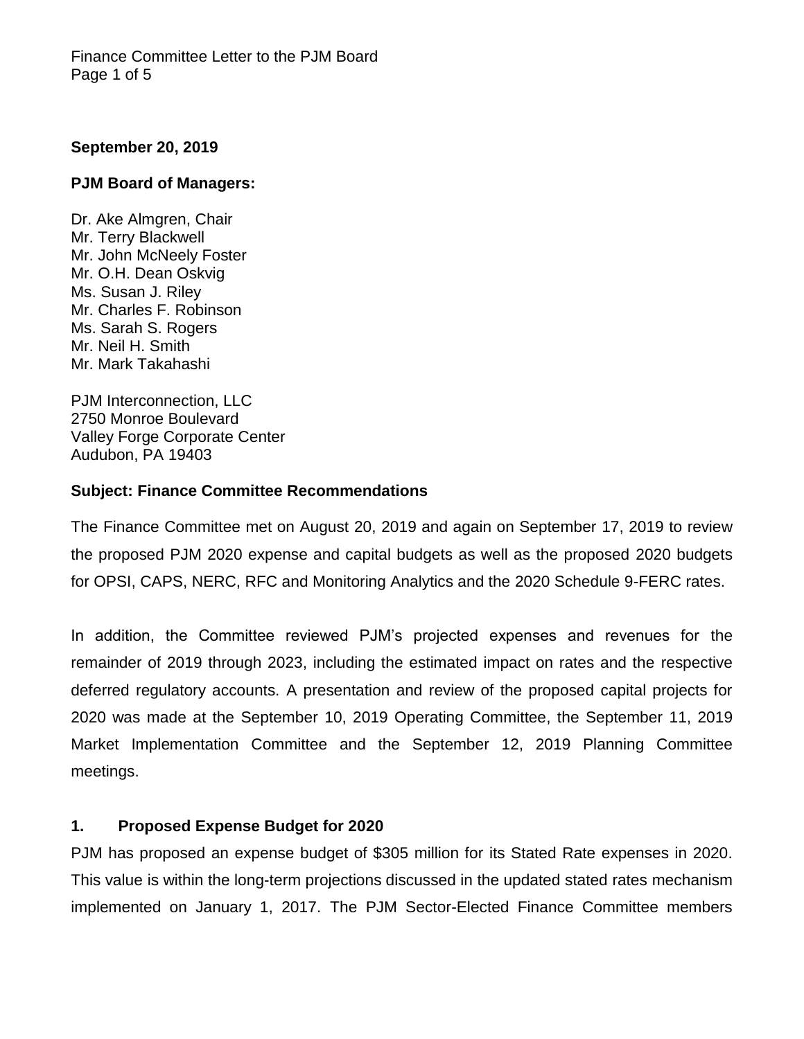**September 20, 2019**

**PJM Board of Managers:**

Dr. Ake Almgren, Chair
Mr. Terry Blackwell
Mr. John McNeely Foster
Mr. O.H. Dean Oskvig
Ms. Susan J. Riley
Mr. Charles F. Robinson
Ms. Sarah S. Rogers
Mr. Neil H. Smith
Mr. Mark Takahashi

PJM Interconnection, LLC
2750 Monroe Boulevard
Valley Forge Corporate Center
Audubon, PA 19403

**Subject: Finance Committee Recommendations**

The Finance Committee met on August 20, 2019 and again on September 17, 2019 to review the proposed PJM 2020 expense and capital budgets as well as the proposed 2020 budgets for OPSI, CAPS, NERC, RFC and Monitoring Analytics and the 2020 Schedule 9-FERC rates.

In addition, the Committee reviewed PJM's projected expenses and revenues for the remainder of 2019 through 2023, including the estimated impact on rates and the respective deferred regulatory accounts. A presentation and review of the proposed capital projects for 2020 was made at the September 10, 2019 Operating Committee, the September 11, 2019 Market Implementation Committee and the September 12, 2019 Planning Committee meetings.

**1. Proposed Expense Budget for 2020**

PJM has proposed an expense budget of $305 million for its Stated Rate expenses in 2020. This value is within the long-term projections discussed in the updated stated rates mechanism implemented on January 1, 2017. The PJM Sector-Elected Finance Committee members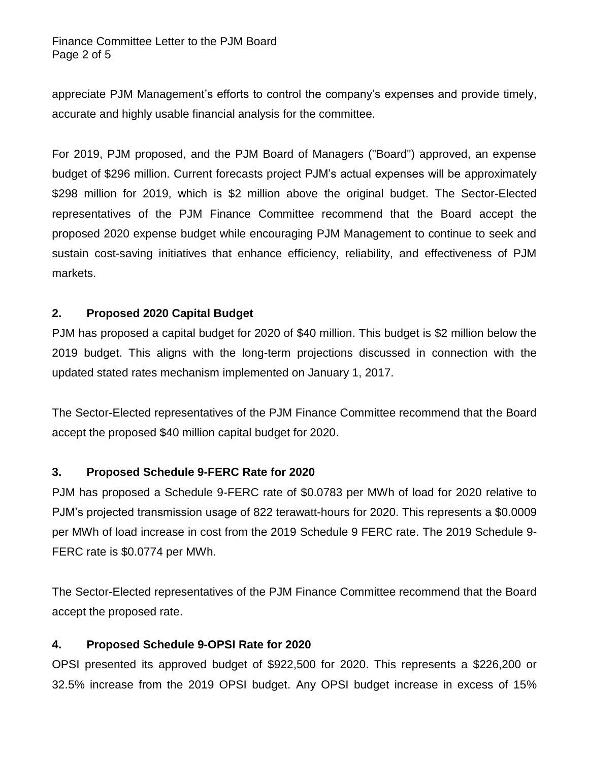appreciate PJM Management's efforts to control the company's expenses and provide timely, accurate and highly usable financial analysis for the committee.

For 2019, PJM proposed, and the PJM Board of Managers ("Board") approved, an expense budget of $296 million. Current forecasts project PJM's actual expenses will be approximately $298 million for 2019, which is $2 million above the original budget. The Sector-Elected representatives of the PJM Finance Committee recommend that the Board accept the proposed 2020 expense budget while encouraging PJM Management to continue to seek and sustain cost-saving initiatives that enhance efficiency, reliability, and effectiveness of PJM markets.

## 2. Proposed 2020 Capital Budget

PJM has proposed a capital budget for 2020 of $40 million. This budget is $2 million below the 2019 budget. This aligns with the long-term projections discussed in connection with the updated stated rates mechanism implemented on January 1, 2017.

The Sector-Elected representatives of the PJM Finance Committee recommend that the Board accept the proposed $40 million capital budget for 2020.

## 3. Proposed Schedule 9-FERC Rate for 2020

PJM has proposed a Schedule 9-FERC rate of $0.0783 per MWh of load for 2020 relative to PJM's projected transmission usage of 822 terawatt-hours for 2020. This represents a $0.0009 per MWh of load increase in cost from the 2019 Schedule 9 FERC rate. The 2019 Schedule 9-FERC rate is $0.0774 per MWh.

The Sector-Elected representatives of the PJM Finance Committee recommend that the Board accept the proposed rate.

## 4. Proposed Schedule 9-OPSI Rate for 2020

OPSI presented its approved budget of $922,500 for 2020. This represents a $226,200 or 32.5% increase from the 2019 OPSI budget. Any OPSI budget increase in excess of 15%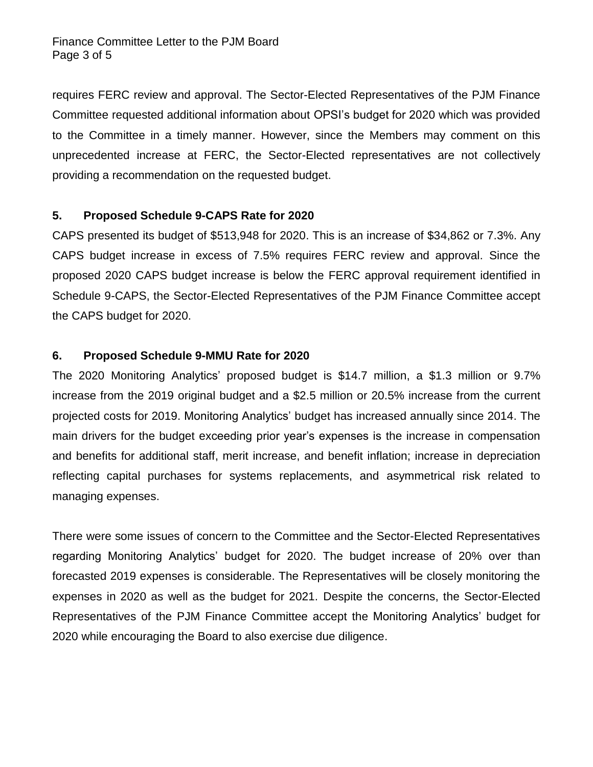requires FERC review and approval. The Sector-Elected Representatives of the PJM Finance Committee requested additional information about OPSI's budget for 2020 which was provided to the Committee in a timely manner. However, since the Members may comment on this unprecedented increase at FERC, the Sector-Elected representatives are not collectively providing a recommendation on the requested budget.

## 5. Proposed Schedule 9-CAPS Rate for 2020

CAPS presented its budget of $513,948 for 2020. This is an increase of $34,862 or 7.3%. Any CAPS budget increase in excess of 7.5% requires FERC review and approval. Since the proposed 2020 CAPS budget increase is below the FERC approval requirement identified in Schedule 9-CAPS, the Sector-Elected Representatives of the PJM Finance Committee accept the CAPS budget for 2020.

## 6. Proposed Schedule 9-MMU Rate for 2020

The 2020 Monitoring Analytics' proposed budget is $14.7 million, a $1.3 million or 9.7% increase from the 2019 original budget and a $2.5 million or 20.5% increase from the current projected costs for 2019. Monitoring Analytics' budget has increased annually since 2014. The main drivers for the budget exceeding prior year's expenses is the increase in compensation and benefits for additional staff, merit increase, and benefit inflation; increase in depreciation reflecting capital purchases for systems replacements, and asymmetrical risk related to managing expenses.

There were some issues of concern to the Committee and the Sector-Elected Representatives regarding Monitoring Analytics' budget for 2020. The budget increase of 20% over than forecasted 2019 expenses is considerable. The Representatives will be closely monitoring the expenses in 2020 as well as the budget for 2021. Despite the concerns, the Sector-Elected Representatives of the PJM Finance Committee accept the Monitoring Analytics' budget for 2020 while encouraging the Board to also exercise due diligence.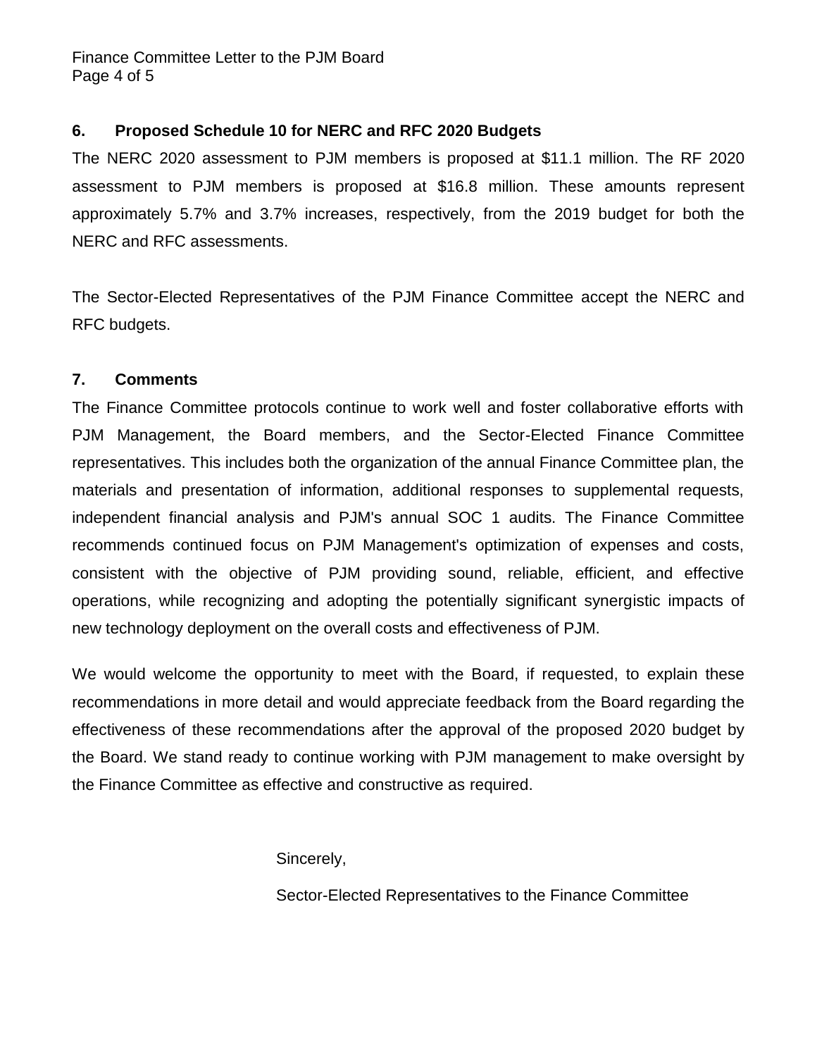### 6. Proposed Schedule 10 for NERC and RFC 2020 Budgets

The NERC 2020 assessment to PJM members is proposed at $11.1 million. The RF 2020 assessment to PJM members is proposed at $16.8 million. These amounts represent approximately 5.7% and 3.7% increases, respectively, from the 2019 budget for both the NERC and RFC assessments.

The Sector-Elected Representatives of the PJM Finance Committee accept the NERC and RFC budgets.

### 7. Comments

The Finance Committee protocols continue to work well and foster collaborative efforts with PJM Management, the Board members, and the Sector-Elected Finance Committee representatives. This includes both the organization of the annual Finance Committee plan, the materials and presentation of information, additional responses to supplemental requests, independent financial analysis and PJM's annual SOC 1 audits. The Finance Committee recommends continued focus on PJM Management's optimization of expenses and costs, consistent with the objective of PJM providing sound, reliable, efficient, and effective operations, while recognizing and adopting the potentially significant synergistic impacts of new technology deployment on the overall costs and effectiveness of PJM.

We would welcome the opportunity to meet with the Board, if requested, to explain these recommendations in more detail and would appreciate feedback from the Board regarding the effectiveness of these recommendations after the approval of the proposed 2020 budget by the Board. We stand ready to continue working with PJM management to make oversight by the Finance Committee as effective and constructive as required.

Sincerely,

Sector-Elected Representatives to the Finance Committee